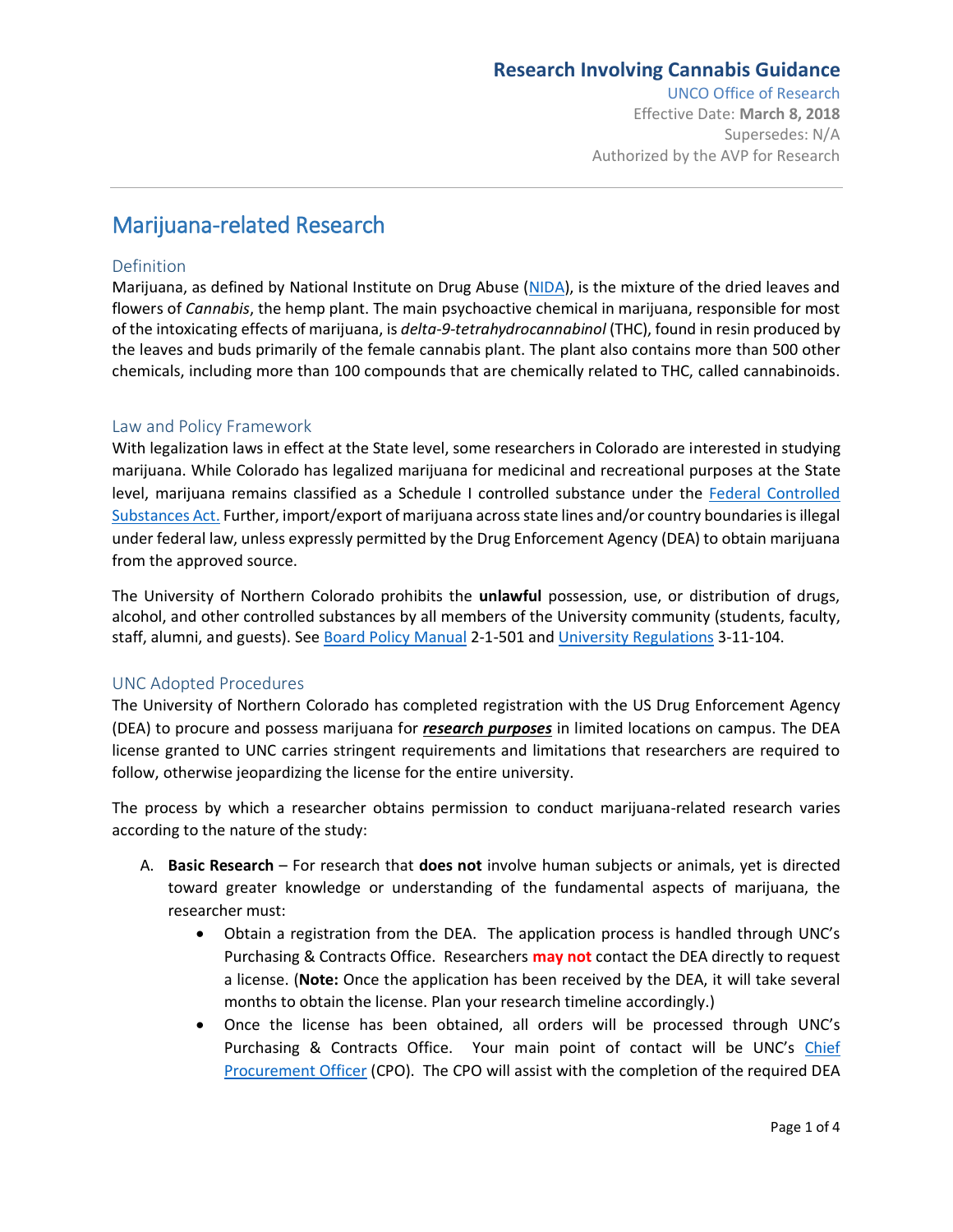# Research Involving Cannabis Guidance

UNCO Office of Research
Effective Date: **March 8, 2018**
Supersedes: N/A
Authorized by the AVP for Research

## Marijuana-related Research

### Definition

Marijuana, as defined by National Institute on Drug Abuse (NIDA), is the mixture of the dried leaves and flowers of *Cannabis*, the hemp plant. The main psychoactive chemical in marijuana, responsible for most of the intoxicating effects of marijuana, is *delta-9-tetrahydrocannabinol* (THC), found in resin produced by the leaves and buds primarily of the female cannabis plant. The plant also contains more than 500 other chemicals, including more than 100 compounds that are chemically related to THC, called cannabinoids.

### Law and Policy Framework

With legalization laws in effect at the State level, some researchers in Colorado are interested in studying marijuana. While Colorado has legalized marijuana for medicinal and recreational purposes at the State level, marijuana remains classified as a Schedule I controlled substance under the Federal Controlled Substances Act. Further, import/export of marijuana across state lines and/or country boundaries is illegal under federal law, unless expressly permitted by the Drug Enforcement Agency (DEA) to obtain marijuana from the approved source.

The University of Northern Colorado prohibits the **unlawful** possession, use, or distribution of drugs, alcohol, and other controlled substances by all members of the University community (students, faculty, staff, alumni, and guests). See Board Policy Manual 2-1-501 and University Regulations 3-11-104.

### UNC Adopted Procedures

The University of Northern Colorado has completed registration with the US Drug Enforcement Agency (DEA) to procure and possess marijuana for ***research purposes*** in limited locations on campus. The DEA license granted to UNC carries stringent requirements and limitations that researchers are required to follow, otherwise jeopardizing the license for the entire university.

The process by which a researcher obtains permission to conduct marijuana-related research varies according to the nature of the study:

A. **Basic Research** – For research that **does not** involve human subjects or animals, yet is directed toward greater knowledge or understanding of the fundamental aspects of marijuana, the researcher must:
   - Obtain a registration from the DEA. The application process is handled through UNC's Purchasing & Contracts Office. Researchers **may not** contact the DEA directly to request a license. (**Note:** Once the application has been received by the DEA, it will take several months to obtain the license. Plan your research timeline accordingly.)
   - Once the license has been obtained, all orders will be processed through UNC's Purchasing & Contracts Office. Your main point of contact will be UNC's Chief Procurement Officer (CPO). The CPO will assist with the completion of the required DEA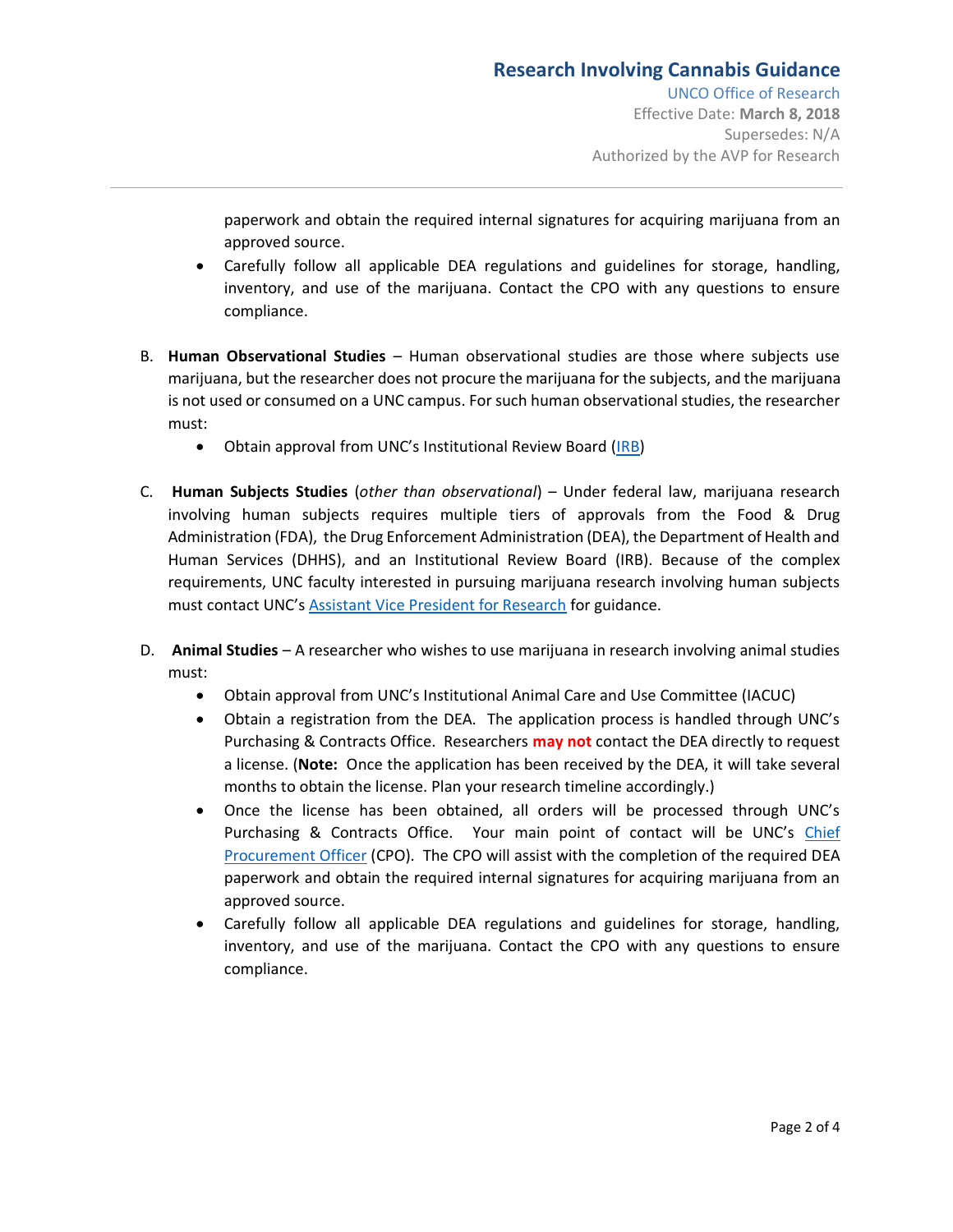paperwork and obtain the required internal signatures for acquiring marijuana from an approved source.

- Carefully follow all applicable DEA regulations and guidelines for storage, handling, inventory, and use of the marijuana. Contact the CPO with any questions to ensure compliance.

B. **Human Observational Studies** – Human observational studies are those where subjects use marijuana, but the researcher does not procure the marijuana for the subjects, and the marijuana is not used or consumed on a UNC campus. For such human observational studies, the researcher must:

- Obtain approval from UNC's Institutional Review Board (IRB)

C. **Human Subjects Studies** (*other than observational*) – Under federal law, marijuana research involving human subjects requires multiple tiers of approvals from the Food & Drug Administration (FDA), the Drug Enforcement Administration (DEA), the Department of Health and Human Services (DHHS), and an Institutional Review Board (IRB). Because of the complex requirements, UNC faculty interested in pursuing marijuana research involving human subjects must contact UNC's Assistant Vice President for Research for guidance.

D. **Animal Studies** – A researcher who wishes to use marijuana in research involving animal studies must:

- Obtain approval from UNC's Institutional Animal Care and Use Committee (IACUC)
- Obtain a registration from the DEA. The application process is handled through UNC's Purchasing & Contracts Office. Researchers **may not** contact the DEA directly to request a license. (**Note:** Once the application has been received by the DEA, it will take several months to obtain the license. Plan your research timeline accordingly.)
- Once the license has been obtained, all orders will be processed through UNC's Purchasing & Contracts Office. Your main point of contact will be UNC's Chief Procurement Officer (CPO). The CPO will assist with the completion of the required DEA paperwork and obtain the required internal signatures for acquiring marijuana from an approved source.
- Carefully follow all applicable DEA regulations and guidelines for storage, handling, inventory, and use of the marijuana. Contact the CPO with any questions to ensure compliance.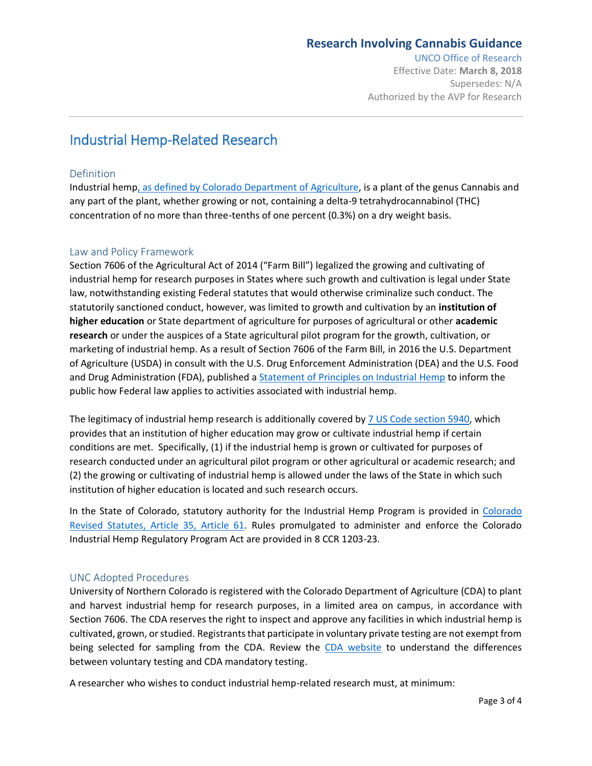# Research Involving Cannabis Guidance

UNCO Office of Research
Effective Date: **March 8, 2018**
Supersedes: N/A
Authorized by the AVP for Research

## Industrial Hemp-Related Research

### Definition

Industrial hemp, as defined by Colorado Department of Agriculture, is a plant of the genus Cannabis and any part of the plant, whether growing or not, containing a delta-9 tetrahydrocannabinol (THC) concentration of no more than three-tenths of one percent (0.3%) on a dry weight basis.

### Law and Policy Framework

Section 7606 of the Agricultural Act of 2014 ("Farm Bill") legalized the growing and cultivating of industrial hemp for research purposes in States where such growth and cultivation is legal under State law, notwithstanding existing Federal statutes that would otherwise criminalize such conduct. The statutorily sanctioned conduct, however, was limited to growth and cultivation by an **institution of higher education** or State department of agriculture for purposes of agricultural or other **academic research** or under the auspices of a State agricultural pilot program for the growth, cultivation, or marketing of industrial hemp. As a result of Section 7606 of the Farm Bill, in 2016 the U.S. Department of Agriculture (USDA) in consult with the U.S. Drug Enforcement Administration (DEA) and the U.S. Food and Drug Administration (FDA), published a Statement of Principles on Industrial Hemp to inform the public how Federal law applies to activities associated with industrial hemp.

The legitimacy of industrial hemp research is additionally covered by 7 US Code section 5940, which provides that an institution of higher education may grow or cultivate industrial hemp if certain conditions are met. Specifically, (1) if the industrial hemp is grown or cultivated for purposes of research conducted under an agricultural pilot program or other agricultural or academic research; and (2) the growing or cultivating of industrial hemp is allowed under the laws of the State in which such institution of higher education is located and such research occurs.

In the State of Colorado, statutory authority for the Industrial Hemp Program is provided in Colorado Revised Statutes, Article 35, Article 61. Rules promulgated to administer and enforce the Colorado Industrial Hemp Regulatory Program Act are provided in 8 CCR 1203-23.

### UNC Adopted Procedures

University of Northern Colorado is registered with the Colorado Department of Agriculture (CDA) to plant and harvest industrial hemp for research purposes, in a limited area on campus, in accordance with Section 7606. The CDA reserves the right to inspect and approve any facilities in which industrial hemp is cultivated, grown, or studied. Registrants that participate in voluntary private testing are not exempt from being selected for sampling from the CDA. Review the CDA website to understand the differences between voluntary testing and CDA mandatory testing.

A researcher who wishes to conduct industrial hemp-related research must, at minimum: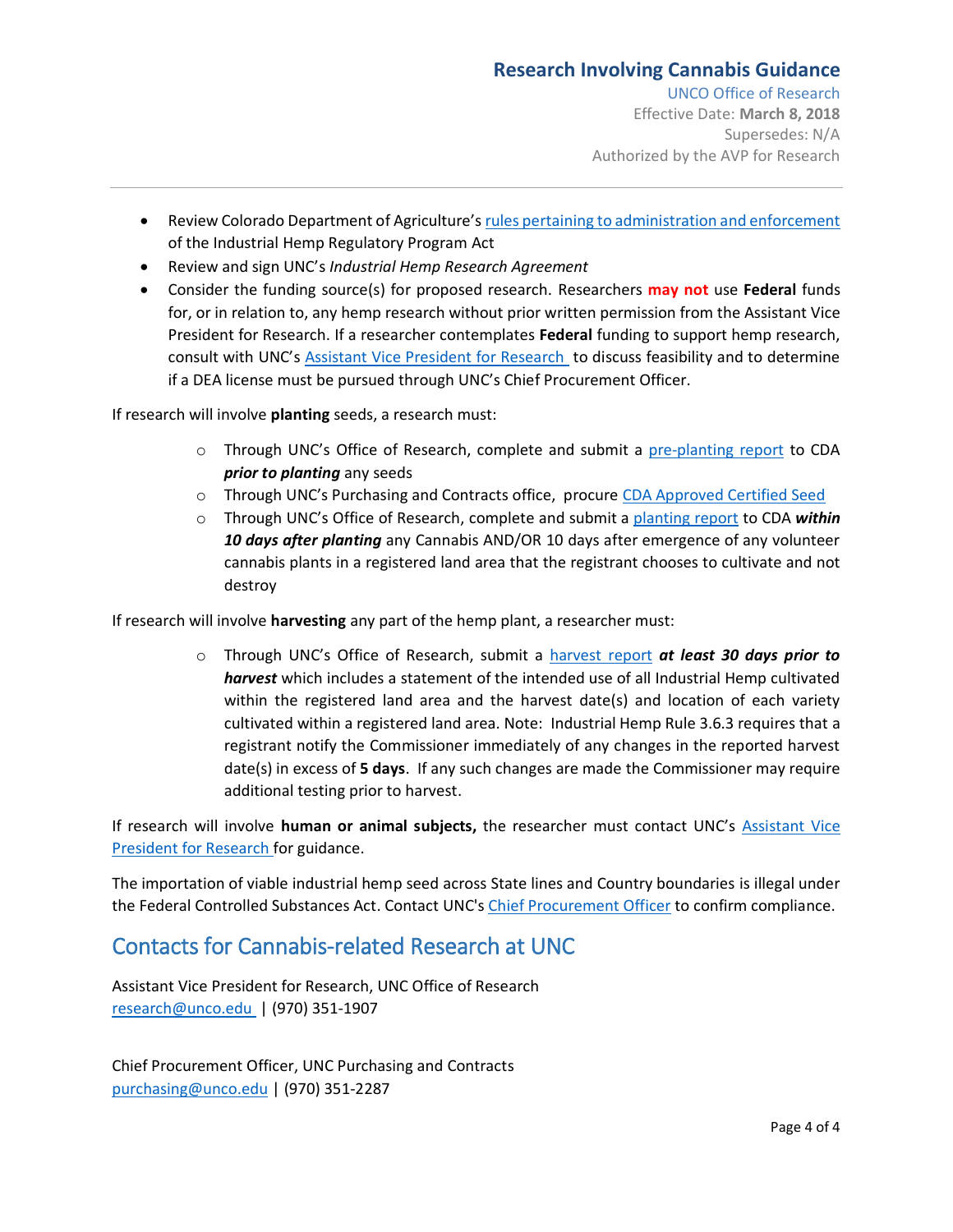- Review Colorado Department of Agriculture's rules pertaining to administration and enforcement of the Industrial Hemp Regulatory Program Act
- Review and sign UNC's *Industrial Hemp Research Agreement*
- Consider the funding source(s) for proposed research. Researchers **may not** use **Federal** funds for, or in relation to, any hemp research without prior written permission from the Assistant Vice President for Research. If a researcher contemplates **Federal** funding to support hemp research, consult with UNC's Assistant Vice President for Research to discuss feasibility and to determine if a DEA license must be pursued through UNC's Chief Procurement Officer.

If research will involve **planting** seeds, a research must:

- Through UNC's Office of Research, complete and submit a pre-planting report to CDA ***prior to planting*** any seeds
- Through UNC's Purchasing and Contracts office, procure CDA Approved Certified Seed
- Through UNC's Office of Research, complete and submit a planting report to CDA ***within 10 days after planting*** any Cannabis AND/OR 10 days after emergence of any volunteer cannabis plants in a registered land area that the registrant chooses to cultivate and not destroy

If research will involve **harvesting** any part of the hemp plant, a researcher must:

- Through UNC's Office of Research, submit a harvest report ***at least 30 days prior to harvest*** which includes a statement of the intended use of all Industrial Hemp cultivated within the registered land area and the harvest date(s) and location of each variety cultivated within a registered land area. Note: Industrial Hemp Rule 3.6.3 requires that a registrant notify the Commissioner immediately of any changes in the reported harvest date(s) in excess of **5 days**. If any such changes are made the Commissioner may require additional testing prior to harvest.

If research will involve **human or animal subjects,** the researcher must contact UNC's Assistant Vice President for Research for guidance.

The importation of viable industrial hemp seed across State lines and Country boundaries is illegal under the Federal Controlled Substances Act. Contact UNC's Chief Procurement Officer to confirm compliance.

## Contacts for Cannabis-related Research at UNC

Assistant Vice President for Research, UNC Office of Research
research@unco.edu | (970) 351-1907

Chief Procurement Officer, UNC Purchasing and Contracts
purchasing@unco.edu | (970) 351-2287